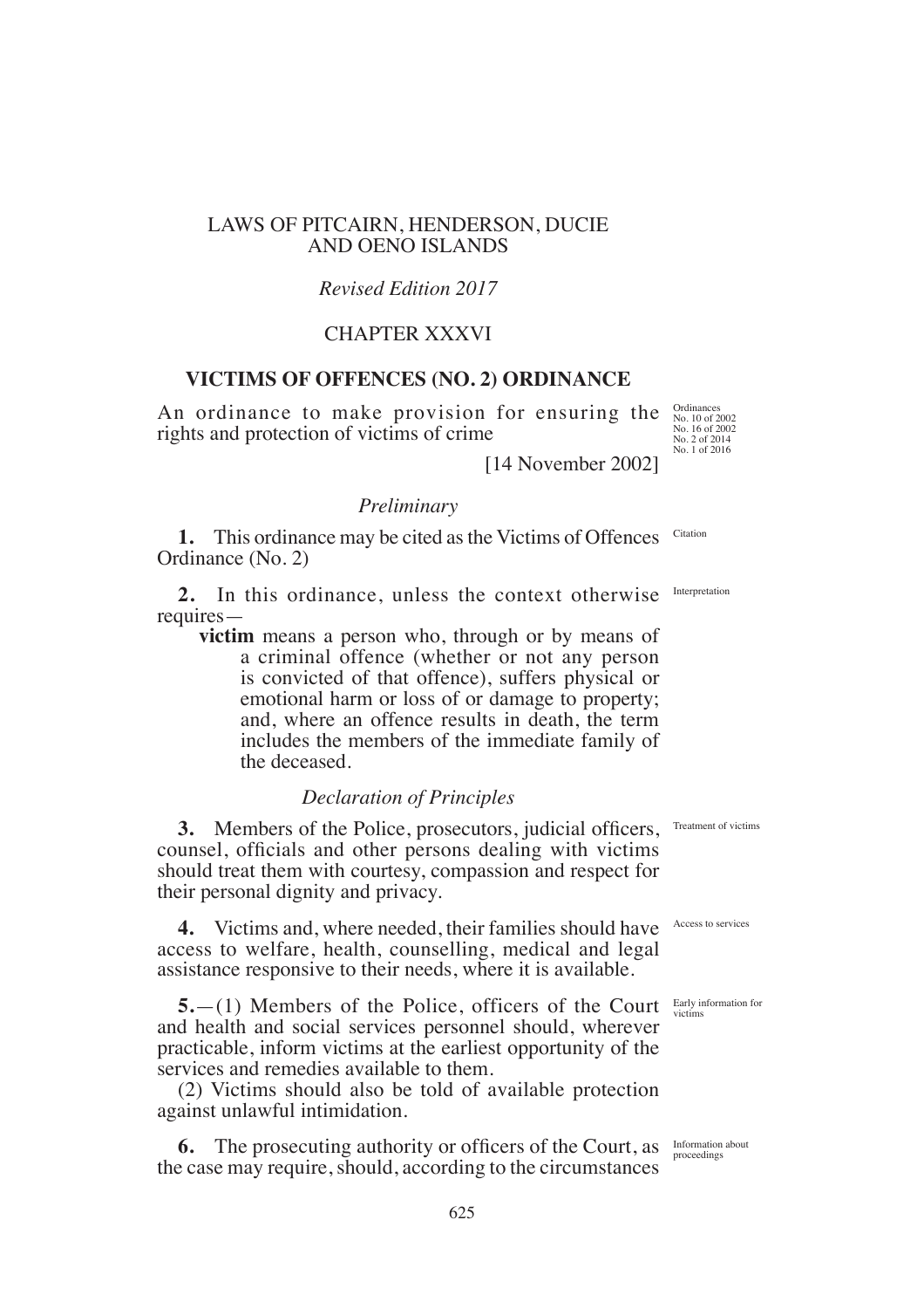LAWS OF PITCAIRN, HENDERSON, DUCIE AND OENO ISLANDS

*Revised Edition 2017*

CHAPTER XXXVI

# VICTIMS OF OFFENCES (NO. 2) ORDINANCE

An ordinance to make provision for ensuring the rights and protection of victims of crime

Ordinances No. 10 of 2002 No. 16 of 2002 No. 2 of 2014 No. 1 of 2016

[14 November 2002]

## *Preliminary*

Citation

**1.** This ordinance may be cited as the Victims of Offences Ordinance (No. 2)

Interpretation

**2.** In this ordinance, unless the context otherwise requires—

**victim** means a person who, through or by means of a criminal offence (whether or not any person is convicted of that offence), suffers physical or emotional harm or loss of or damage to property; and, where an offence results in death, the term includes the members of the immediate family of the deceased.

## *Declaration of Principles*

Treatment of victims

**3.** Members of the Police, prosecutors, judicial officers, counsel, officials and other persons dealing with victims should treat them with courtesy, compassion and respect for their personal dignity and privacy.

Access to services

**4.** Victims and, where needed, their families should have access to welfare, health, counselling, medical and legal assistance responsive to their needs, where it is available.

Early information for victims

**5.**—(1) Members of the Police, officers of the Court and health and social services personnel should, wherever practicable, inform victims at the earliest opportunity of the services and remedies available to them.

(2) Victims should also be told of available protection against unlawful intimidation.

Information about proceedings

**6.** The prosecuting authority or officers of the Court, as the case may require, should, according to the circumstances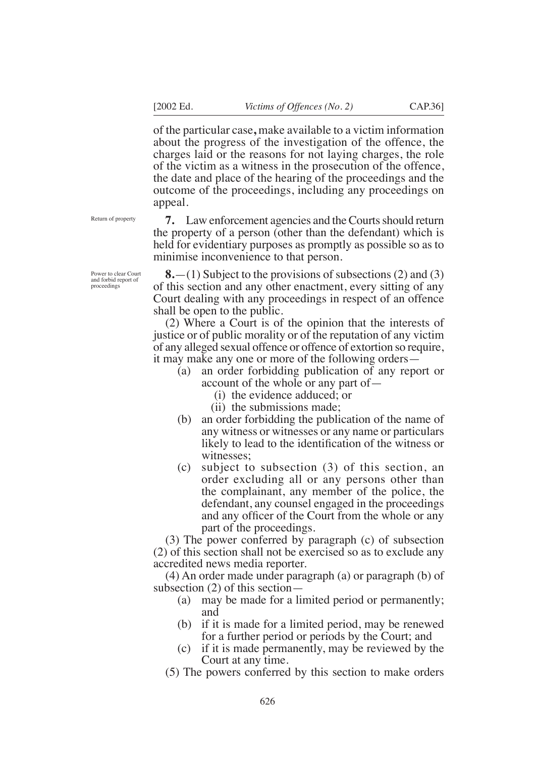of the particular case**,** make available to a victim information about the progress of the investigation of the offence, the charges laid or the reasons for not laying charges, the role of the victim as a witness in the prosecution of the offence, the date and place of the hearing of the proceedings and the outcome of the proceedings, including any proceedings on appeal.

*Return of property*

**7.** Law enforcement agencies and the Courts should return the property of a person (other than the defendant) which is held for evidentiary purposes as promptly as possible so as to minimise inconvenience to that person.

*Power to clear Court and forbid report of proceedings*

**8.**—(1) Subject to the provisions of subsections (2) and (3) of this section and any other enactment, every sitting of any Court dealing with any proceedings in respect of an offence shall be open to the public.

(2) Where a Court is of the opinion that the interests of justice or of public morality or of the reputation of any victim of any alleged sexual offence or offence of extortion so require, it may make any one or more of the following orders—

- (a) an order forbidding publication of any report or account of the whole or any part of—
  - (i) the evidence adduced; or
  - (ii) the submissions made;
- (b) an order forbidding the publication of the name of any witness or witnesses or any name or particulars likely to lead to the identification of the witness or witnesses;
- (c) subject to subsection (3) of this section, an order excluding all or any persons other than the complainant, any member of the police, the defendant, any counsel engaged in the proceedings and any officer of the Court from the whole or any part of the proceedings.

(3) The power conferred by paragraph (c) of subsection (2) of this section shall not be exercised so as to exclude any accredited news media reporter.

(4) An order made under paragraph (a) or paragraph (b) of subsection (2) of this section—

- (a) may be made for a limited period or permanently; and
- (b) if it is made for a limited period, may be renewed for a further period or periods by the Court; and
- (c) if it is made permanently, may be reviewed by the Court at any time.

(5) The powers conferred by this section to make orders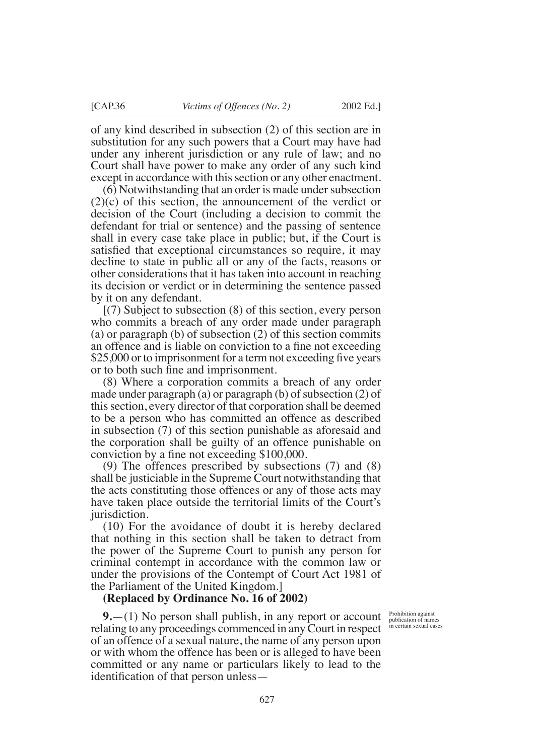of any kind described in subsection (2) of this section are in substitution for any such powers that a Court may have had under any inherent jurisdiction or any rule of law; and no Court shall have power to make any order of any such kind except in accordance with this section or any other enactment.

(6) Notwithstanding that an order is made under subsection (2)(c) of this section, the announcement of the verdict or decision of the Court (including a decision to commit the defendant for trial or sentence) and the passing of sentence shall in every case take place in public; but, if the Court is satisfied that exceptional circumstances so require, it may decline to state in public all or any of the facts, reasons or other considerations that it has taken into account in reaching its decision or verdict or in determining the sentence passed by it on any defendant.

[(7) Subject to subsection (8) of this section, every person who commits a breach of any order made under paragraph (a) or paragraph (b) of subsection (2) of this section commits an offence and is liable on conviction to a fine not exceeding $25,000 or to imprisonment for a term not exceeding five years or to both such fine and imprisonment.

(8) Where a corporation commits a breach of any order made under paragraph (a) or paragraph (b) of subsection (2) of this section, every director of that corporation shall be deemed to be a person who has committed an offence as described in subsection (7) of this section punishable as aforesaid and the corporation shall be guilty of an offence punishable on conviction by a fine not exceeding $100,000.

(9) The offences prescribed by subsections (7) and (8) shall be justiciable in the Supreme Court notwithstanding that the acts constituting those offences or any of those acts may have taken place outside the territorial limits of the Court's jurisdiction.

(10) For the avoidance of doubt it is hereby declared that nothing in this section shall be taken to detract from the power of the Supreme Court to punish any person for criminal contempt in accordance with the common law or under the provisions of the Contempt of Court Act 1981 of the Parliament of the United Kingdom.]

**(Replaced by Ordinance No. 16 of 2002)**

Prohibition against publication of names in certain sexual cases

**9.**—(1) No person shall publish, in any report or account relating to any proceedings commenced in any Court in respect of an offence of a sexual nature, the name of any person upon or with whom the offence has been or is alleged to have been committed or any name or particulars likely to lead to the identification of that person unless—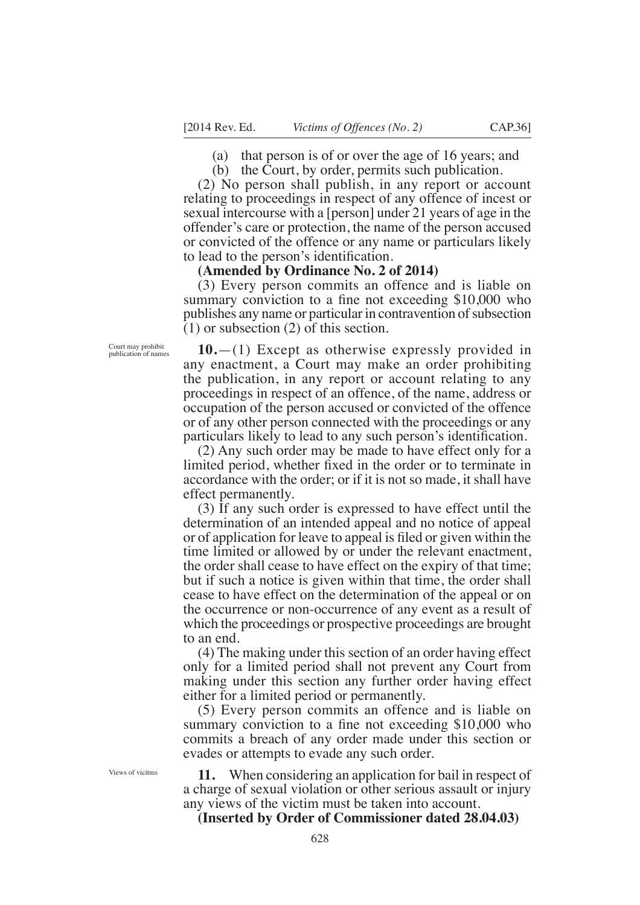(a) that person is of or over the age of 16 years; and

(b) the Court, by order, permits such publication.

(2) No person shall publish, in any report or account relating to proceedings in respect of any offence of incest or sexual intercourse with a [person] under 21 years of age in the offender's care or protection, the name of the person accused or convicted of the offence or any name or particulars likely to lead to the person's identification.

**(Amended by Ordinance No. 2 of 2014)**

(3) Every person commits an offence and is liable on summary conviction to a fine not exceeding $10,000 who publishes any name or particular in contravention of subsection (1) or subsection (2) of this section.

Court may prohibit publication of names

**10.**—(1) Except as otherwise expressly provided in any enactment, a Court may make an order prohibiting the publication, in any report or account relating to any proceedings in respect of an offence, of the name, address or occupation of the person accused or convicted of the offence or of any other person connected with the proceedings or any particulars likely to lead to any such person's identification.

(2) Any such order may be made to have effect only for a limited period, whether fixed in the order or to terminate in accordance with the order; or if it is not so made, it shall have effect permanently.

(3) If any such order is expressed to have effect until the determination of an intended appeal and no notice of appeal or of application for leave to appeal is filed or given within the time limited or allowed by or under the relevant enactment, the order shall cease to have effect on the expiry of that time; but if such a notice is given within that time, the order shall cease to have effect on the determination of the appeal or on the occurrence or non-occurrence of any event as a result of which the proceedings or prospective proceedings are brought to an end.

(4) The making under this section of an order having effect only for a limited period shall not prevent any Court from making under this section any further order having effect either for a limited period or permanently.

(5) Every person commits an offence and is liable on summary conviction to a fine not exceeding $10,000 who commits a breach of any order made under this section or evades or attempts to evade any such order.

Views of vicitms

**11.** When considering an application for bail in respect of a charge of sexual violation or other serious assault or injury any views of the victim must be taken into account.

**(Inserted by Order of Commissioner dated 28.04.03)**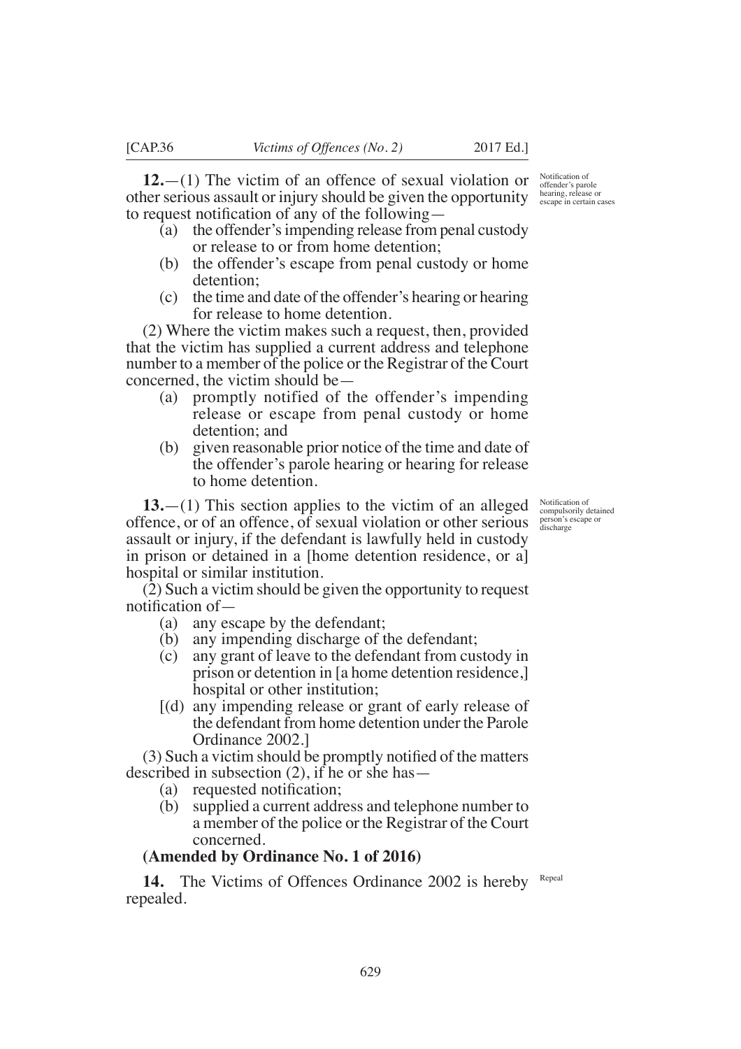**12.**—(1) The victim of an offence of sexual violation or other serious assault or injury should be given the opportunity to request notification of any of the following—

(a) the offender's impending release from penal custody or release to or from home detention;

(b) the offender's escape from penal custody or home detention;

(c) the time and date of the offender's hearing or hearing for release to home detention.

*Notification of offender's parole hearing, release or escape in certain cases*

(2) Where the victim makes such a request, then, provided that the victim has supplied a current address and telephone number to a member of the police or the Registrar of the Court concerned, the victim should be—

(a) promptly notified of the offender's impending release or escape from penal custody or home detention; and

(b) given reasonable prior notice of the time and date of the offender's parole hearing or hearing for release to home detention.

**13.**—(1) This section applies to the victim of an alleged offence, or of an offence, of sexual violation or other serious assault or injury, if the defendant is lawfully held in custody in prison or detained in a [home detention residence, or a] hospital or similar institution.

*Notification of compulsorily detained person's escape or discharge*

(2) Such a victim should be given the opportunity to request notification of—

(a) any escape by the defendant;

(b) any impending discharge of the defendant;

(c) any grant of leave to the defendant from custody in prison or detention in [a home detention residence,] hospital or other institution;

[(d) any impending release or grant of early release of the defendant from home detention under the Parole Ordinance 2002.]

(3) Such a victim should be promptly notified of the matters described in subsection (2), if he or she has—

(a) requested notification;

(b) supplied a current address and telephone number to a member of the police or the Registrar of the Court concerned.

**(Amended by Ordinance No. 1 of 2016)**

**14.** The Victims of Offences Ordinance 2002 is hereby repealed.

*Repeal*